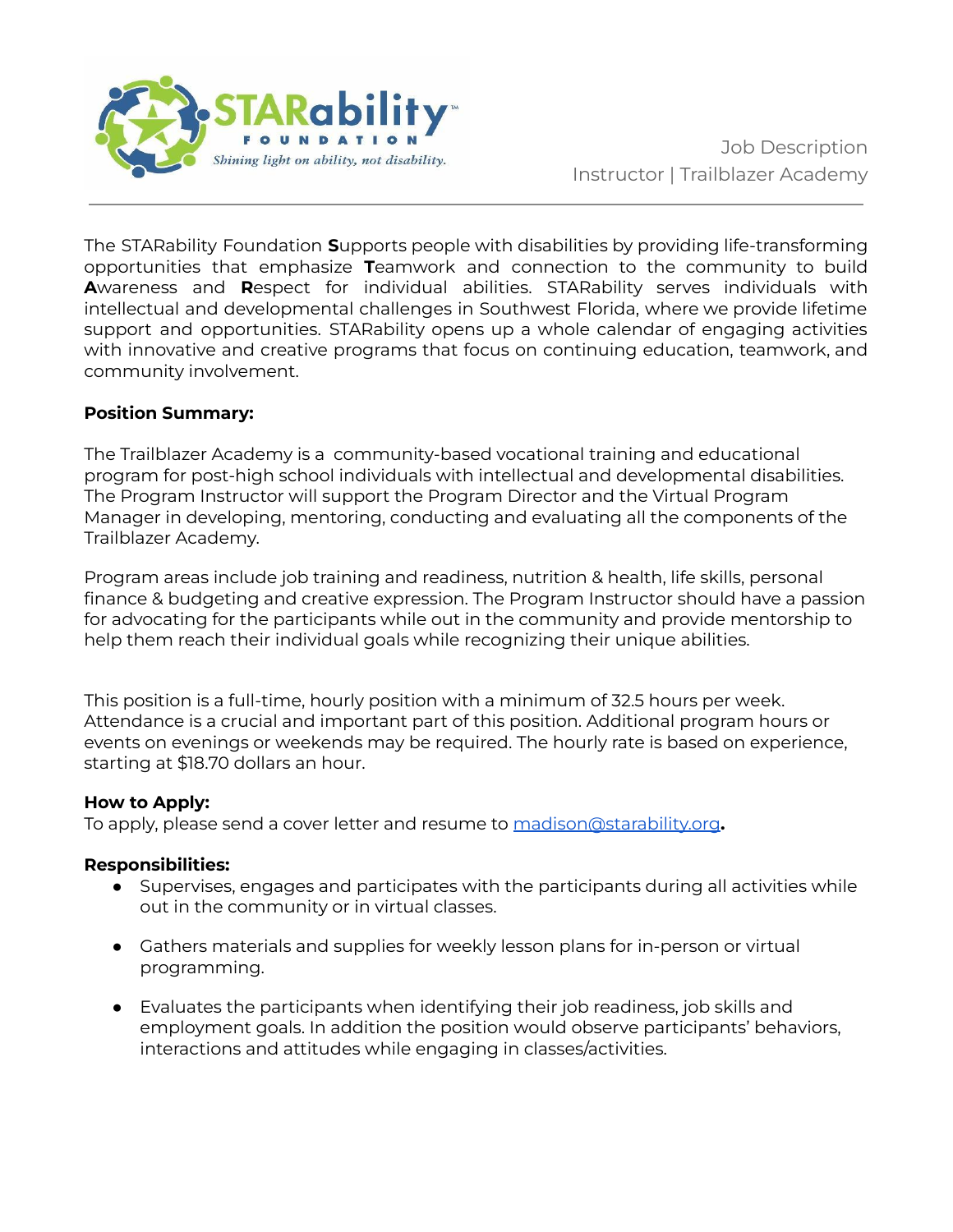Job Description
Instructor | Trailblazer Academy

The STARability Foundation **S**upports people with disabilities by providing life-transforming opportunities that emphasize **T**eamwork and connection to the community to build **A**wareness and **R**espect for individual abilities. STARability serves individuals with intellectual and developmental challenges in Southwest Florida, where we provide lifetime support and opportunities. STARability opens up a whole calendar of engaging activities with innovative and creative programs that focus on continuing education, teamwork, and community involvement.

**Position Summary:**

The Trailblazer Academy is a community-based vocational training and educational program for post-high school individuals with intellectual and developmental disabilities. The Program Instructor will support the Program Director and the Virtual Program Manager in developing, mentoring, conducting and evaluating all the components of the Trailblazer Academy.

Program areas include job training and readiness, nutrition & health, life skills, personal finance & budgeting and creative expression. The Program Instructor should have a passion for advocating for the participants while out in the community and provide mentorship to help them reach their individual goals while recognizing their unique abilities.

This position is a full-time, hourly position with a minimum of 32.5 hours per week. Attendance is a crucial and important part of this position. Additional program hours or events on evenings or weekends may be required. The hourly rate is based on experience, starting at $18.70 dollars an hour.

**How to Apply:**
To apply, please send a cover letter and resume to madison@starability.org**.**

**Responsibilities:**

- Supervises, engages and participates with the participants during all activities while out in the community or in virtual classes.
- Gathers materials and supplies for weekly lesson plans for in-person or virtual programming.
- Evaluates the participants when identifying their job readiness, job skills and employment goals. In addition the position would observe participants' behaviors, interactions and attitudes while engaging in classes/activities.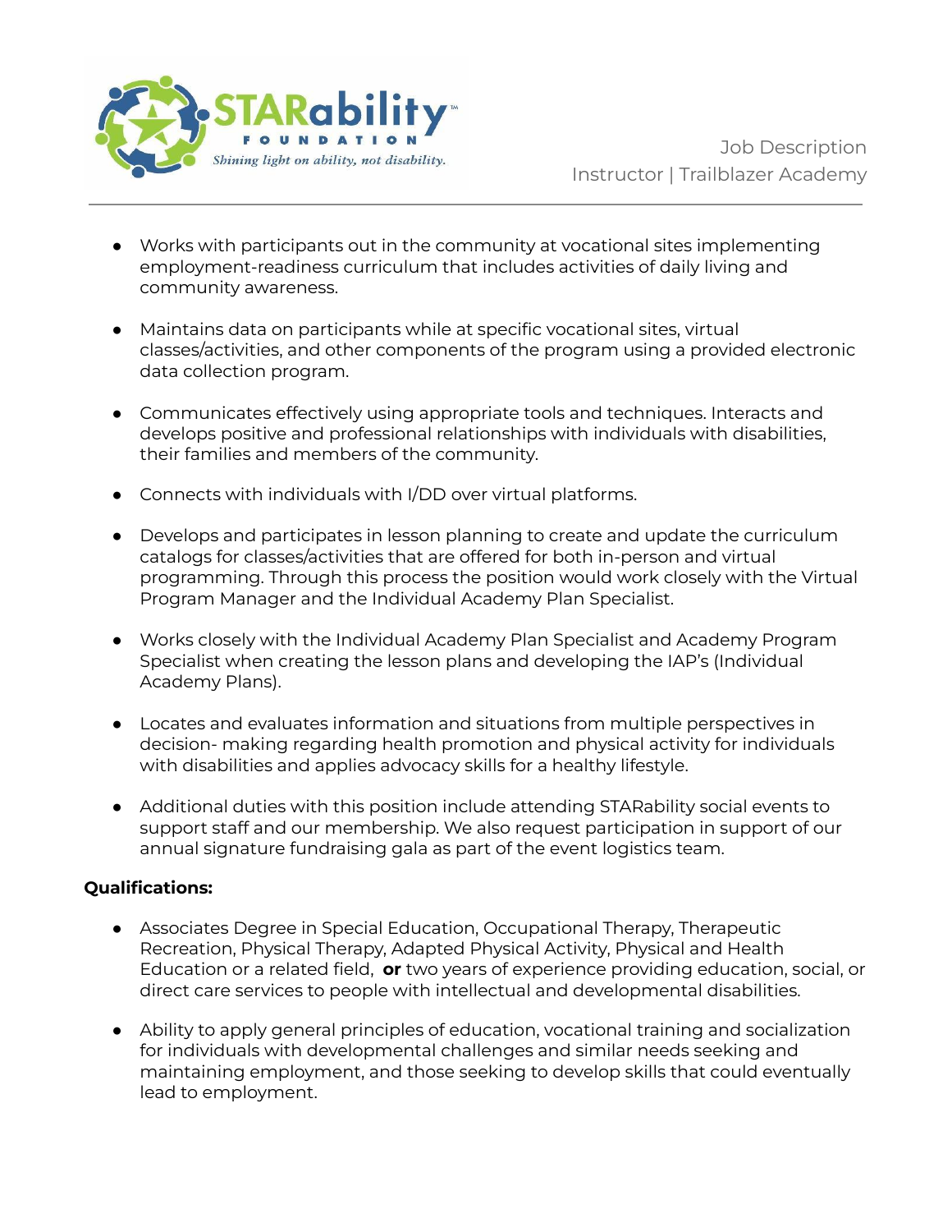- Works with participants out in the community at vocational sites implementing employment-readiness curriculum that includes activities of daily living and community awareness.

- Maintains data on participants while at specific vocational sites, virtual classes/activities, and other components of the program using a provided electronic data collection program.

- Communicates effectively using appropriate tools and techniques. Interacts and develops positive and professional relationships with individuals with disabilities, their families and members of the community.

- Connects with individuals with I/DD over virtual platforms.

- Develops and participates in lesson planning to create and update the curriculum catalogs for classes/activities that are offered for both in-person and virtual programming. Through this process the position would work closely with the Virtual Program Manager and the Individual Academy Plan Specialist.

- Works closely with the Individual Academy Plan Specialist and Academy Program Specialist when creating the lesson plans and developing the IAP's (Individual Academy Plans).

- Locates and evaluates information and situations from multiple perspectives in decision- making regarding health promotion and physical activity for individuals with disabilities and applies advocacy skills for a healthy lifestyle.

- Additional duties with this position include attending STARability social events to support staff and our membership. We also request participation in support of our annual signature fundraising gala as part of the event logistics team.

**Qualifications:**

- Associates Degree in Special Education, Occupational Therapy, Therapeutic Recreation, Physical Therapy, Adapted Physical Activity, Physical and Health Education or a related field, **or** two years of experience providing education, social, or direct care services to people with intellectual and developmental disabilities.

- Ability to apply general principles of education, vocational training and socialization for individuals with developmental challenges and similar needs seeking and maintaining employment, and those seeking to develop skills that could eventually lead to employment.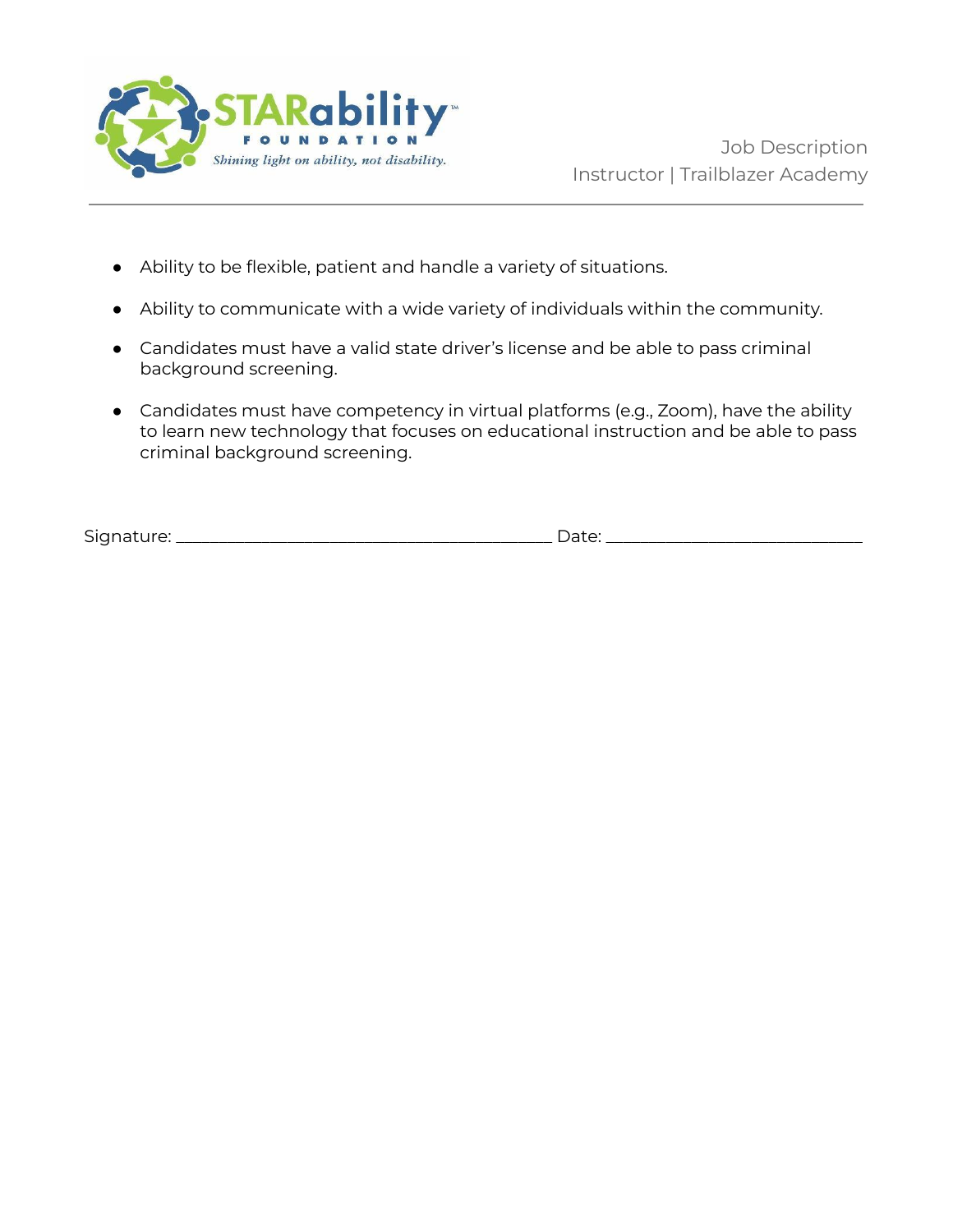- Ability to be flexible, patient and handle a variety of situations.
- Ability to communicate with a wide variety of individuals within the community.
- Candidates must have a valid state driver's license and be able to pass criminal background screening.
- Candidates must have competency in virtual platforms (e.g., Zoom), have the ability to learn new technology that focuses on educational instruction and be able to pass criminal background screening.

Signature: ________________________________________ Date: ___________________________